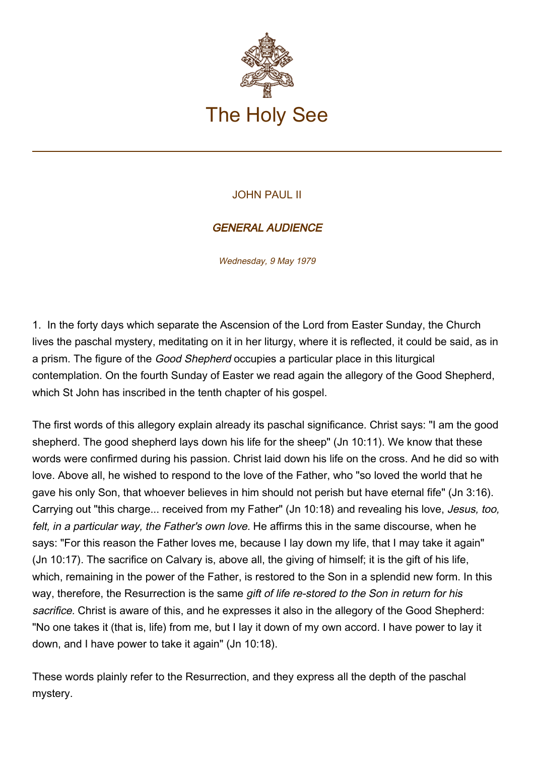The Holy See

JOHN PAUL II

## *GENERAL AUDIENCE*

*Wednesday, 9 May 1979*

1. In the forty days which separate the Ascension of the Lord from Easter Sunday, the Church lives the paschal mystery, meditating on it in her liturgy, where it is reflected, it could be said, as in a prism. The figure of the *Good Shepherd* occupies a particular place in this liturgical contemplation. On the fourth Sunday of Easter we read again the allegory of the Good Shepherd, which St John has inscribed in the tenth chapter of his gospel.

The first words of this allegory explain already its paschal significance. Christ says: "I am the good shepherd. The good shepherd lays down his life for the sheep" (Jn 10:11). We know that these words were confirmed during his passion. Christ laid down his life on the cross. And he did so with love. Above all, he wished to respond to the love of the Father, who "so loved the world that he gave his only Son, that whoever believes in him should not perish but have eternal fife" (Jn 3:16). Carrying out "this charge... received from my Father" (Jn 10:18) and revealing his love, *Jesus, too, felt, in a particular way, the Father's own love.* He affirms this in the same discourse, when he says: "For this reason the Father loves me, because I lay down my life, that I may take it again" (Jn 10:17). The sacrifice on Calvary is, above all, the giving of himself; it is the gift of his life, which, remaining in the power of the Father, is restored to the Son in a splendid new form. In this way, therefore, the Resurrection is the same *gift of life re-stored to the Son in return for his sacrifice.* Christ is aware of this, and he expresses it also in the allegory of the Good Shepherd: "No one takes it (that is, life) from me, but I lay it down of my own accord. I have power to lay it down, and I have power to take it again" (Jn 10:18).

These words plainly refer to the Resurrection, and they express all the depth of the paschal mystery.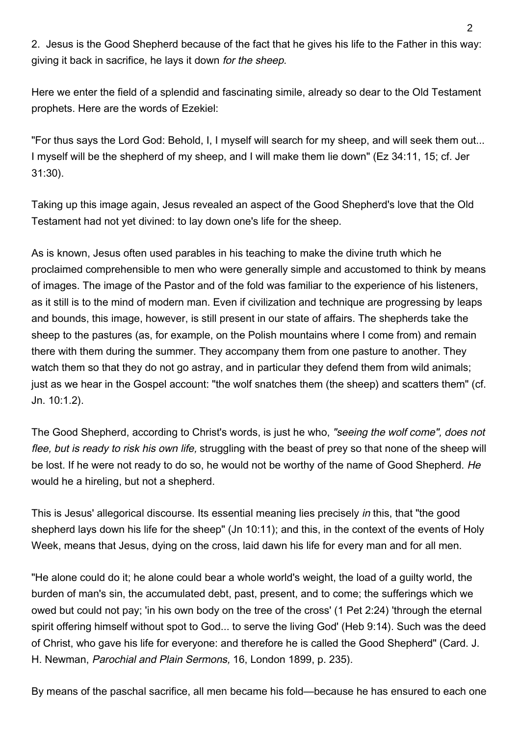2. Jesus is the Good Shepherd because of the fact that he gives his life to the Father in this way: giving it back in sacrifice, he lays it down *for the sheep.*

Here we enter the field of a splendid and fascinating simile, already so dear to the Old Testament prophets. Here are the words of Ezekiel:

"For thus says the Lord God: Behold, I, I myself will search for my sheep, and will seek them out... I myself will be the shepherd of my sheep, and I will make them lie down" (Ez 34:11, 15; cf. Jer 31:30).

Taking up this image again, Jesus revealed an aspect of the Good Shepherd's love that the Old Testament had not yet divined: to lay down one's life for the sheep.

As is known, Jesus often used parables in his teaching to make the divine truth which he proclaimed comprehensible to men who were generally simple and accustomed to think by means of images. The image of the Pastor and of the fold was familiar to the experience of his listeners, as it still is to the mind of modern man. Even if civilization and technique are progressing by leaps and bounds, this image, however, is still present in our state of affairs. The shepherds take the sheep to the pastures (as, for example, on the Polish mountains where I come from) and remain there with them during the summer. They accompany them from one pasture to another. They watch them so that they do not go astray, and in particular they defend them from wild animals; just as we hear in the Gospel account: "the wolf snatches them (the sheep) and scatters them" (cf. Jn. 10:1.2).

The Good Shepherd, according to Christ's words, is just he who, *"seeing the wolf come", does not flee, but is ready to risk his own life,* struggling with the beast of prey so that none of the sheep will be lost. If he were not ready to do so, he would not be worthy of the name of Good Shepherd. *He* would he a hireling, but not a shepherd.

This is Jesus' allegorical discourse. Its essential meaning lies precisely *in* this, that "the good shepherd lays down his life for the sheep" (Jn 10:11); and this, in the context of the events of Holy Week, means that Jesus, dying on the cross, laid dawn his life for every man and for all men.

"He alone could do it; he alone could bear a whole world's weight, the load of a guilty world, the burden of man's sin, the accumulated debt, past, present, and to come; the sufferings which we owed but could not pay; 'in his own body on the tree of the cross' (1 Pet 2:24) 'through the eternal spirit offering himself without spot to God... to serve the living God' (Heb 9:14). Such was the deed of Christ, who gave his life for everyone: and therefore he is called the Good Shepherd" (Card. J. H. Newman, *Parochial and Plain Sermons,* 16, London 1899, p. 235).

By means of the paschal sacrifice, all men became his fold—because he has ensured to each one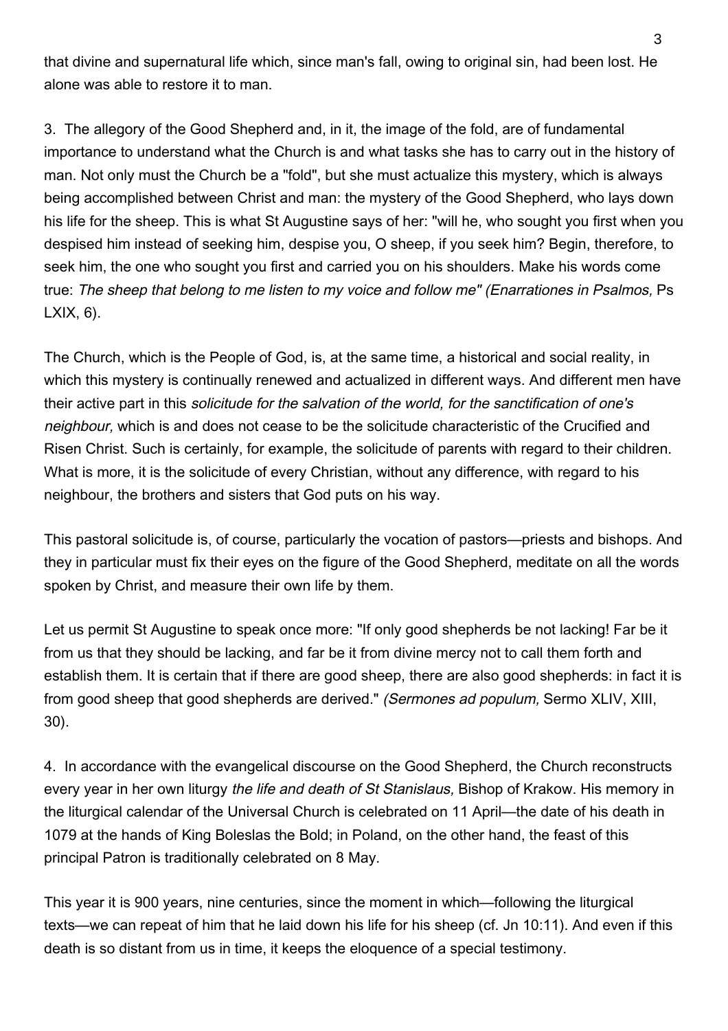that divine and supernatural life which, since man's fall, owing to original sin, had been lost. He alone was able to restore it to man.

3. The allegory of the Good Shepherd and, in it, the image of the fold, are of fundamental importance to understand what the Church is and what tasks she has to carry out in the history of man. Not only must the Church be a "fold", but she must actualize this mystery, which is always being accomplished between Christ and man: the mystery of the Good Shepherd, who lays down his life for the sheep. This is what St Augustine says of her: "will he, who sought you first when you despised him instead of seeking him, despise you, O sheep, if you seek him? Begin, therefore, to seek him, the one who sought you first and carried you on his shoulders. Make his words come true: *The sheep that belong to me listen to my voice and follow me" (Enarrationes in Psalmos,* Ps LXIX, 6).

The Church, which is the People of God, is, at the same time, a historical and social reality, in which this mystery is continually renewed and actualized in different ways. And different men have their active part in this *solicitude for the salvation of the world, for the sanctification of one's neighbour,* which is and does not cease to be the solicitude characteristic of the Crucified and Risen Christ. Such is certainly, for example, the solicitude of parents with regard to their children. What is more, it is the solicitude of every Christian, without any difference, with regard to his neighbour, the brothers and sisters that God puts on his way.

This pastoral solicitude is, of course, particularly the vocation of pastors—priests and bishops. And they in particular must fix their eyes on the figure of the Good Shepherd, meditate on all the words spoken by Christ, and measure their own life by them.

Let us permit St Augustine to speak once more: "If only good shepherds be not lacking! Far be it from us that they should be lacking, and far be it from divine mercy not to call them forth and establish them. It is certain that if there are good sheep, there are also good shepherds: in fact it is from good sheep that good shepherds are derived." *(Sermones ad populum,* Sermo XLIV, XIII, 30).

4. In accordance with the evangelical discourse on the Good Shepherd, the Church reconstructs every year in her own liturgy *the life and death of St Stanislaus,* Bishop of Krakow. His memory in the liturgical calendar of the Universal Church is celebrated on 11 April—the date of his death in 1079 at the hands of King Boleslas the Bold; in Poland, on the other hand, the feast of this principal Patron is traditionally celebrated on 8 May.

This year it is 900 years, nine centuries, since the moment in which—following the liturgical texts—we can repeat of him that he laid down his life for his sheep (cf. Jn 10:11). And even if this death is so distant from us in time, it keeps the eloquence of a special testimony.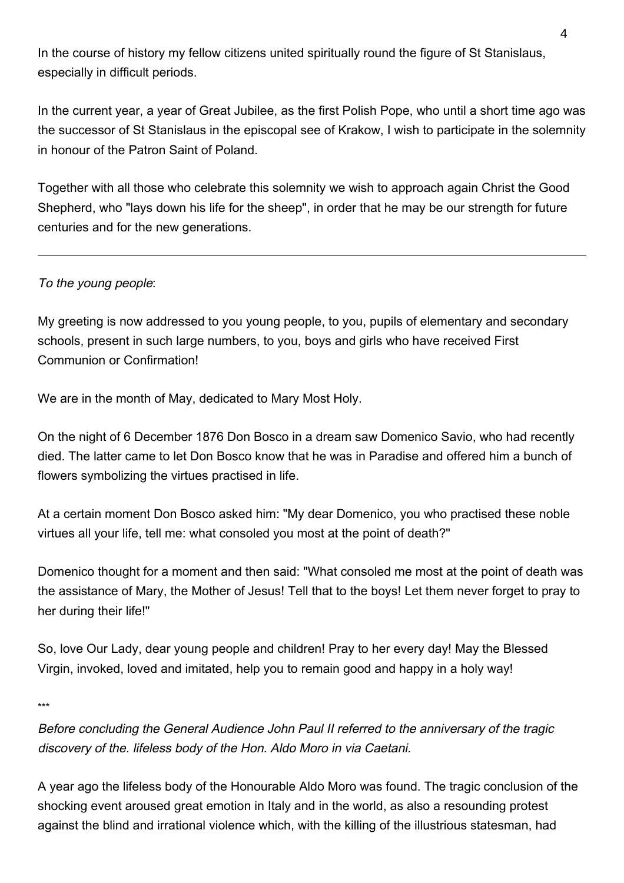In the course of history my fellow citizens united spiritually round the figure of St Stanislaus, especially in difficult periods.

In the current year, a year of Great Jubilee, as the first Polish Pope, who until a short time ago was the successor of St Stanislaus in the episcopal see of Krakow, I wish to participate in the solemnity in honour of the Patron Saint of Poland.

Together with all those who celebrate this solemnity we wish to approach again Christ the Good Shepherd, who "lays down his life for the sheep", in order that he may be our strength for future centuries and for the new generations.

---

*To the young people*:

My greeting is now addressed to you young people, to you, pupils of elementary and secondary schools, present in such large numbers, to you, boys and girls who have received First Communion or Confirmation!

We are in the month of May, dedicated to Mary Most Holy.

On the night of 6 December 1876 Don Bosco in a dream saw Domenico Savio, who had recently died. The latter came to let Don Bosco know that he was in Paradise and offered him a bunch of flowers symbolizing the virtues practised in life.

At a certain moment Don Bosco asked him: "My dear Domenico, you who practised these noble virtues all your life, tell me: what consoled you most at the point of death?"

Domenico thought for a moment and then said: "What consoled me most at the point of death was the assistance of Mary, the Mother of Jesus! Tell that to the boys! Let them never forget to pray to her during their life!"

So, love Our Lady, dear young people and children! Pray to her every day! May the Blessed Virgin, invoked, loved and imitated, help you to remain good and happy in a holy way!

***

*Before concluding the General Audience John Paul II referred to the anniversary of the tragic discovery of the. lifeless body of the Hon. Aldo Moro in via Caetani.*

A year ago the lifeless body of the Honourable Aldo Moro was found. The tragic conclusion of the shocking event aroused great emotion in Italy and in the world, as also a resounding protest against the blind and irrational violence which, with the killing of the illustrious statesman, had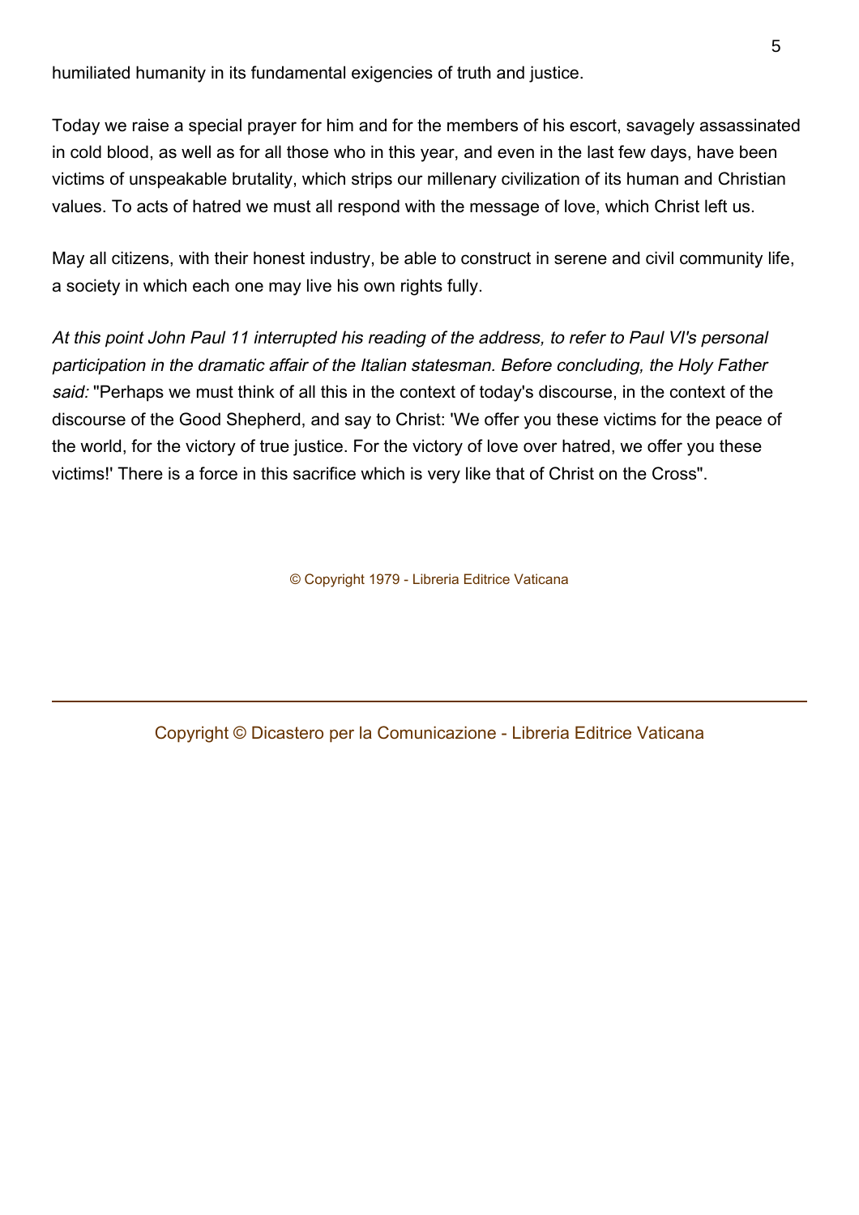humiliated humanity in its fundamental exigencies of truth and justice.

Today we raise a special prayer for him and for the members of his escort, savagely assassinated in cold blood, as well as for all those who in this year, and even in the last few days, have been victims of unspeakable brutality, which strips our millenary civilization of its human and Christian values. To acts of hatred we must all respond with the message of love, which Christ left us.

May all citizens, with their honest industry, be able to construct in serene and civil community life, a society in which each one may live his own rights fully.

*At this point John Paul 11 interrupted his reading of the address, to refer to Paul VI's personal participation in the dramatic affair of the Italian statesman. Before concluding, the Holy Father said:* "Perhaps we must think of all this in the context of today's discourse, in the context of the discourse of the Good Shepherd, and say to Christ: 'We offer you these victims for the peace of the world, for the victory of true justice. For the victory of love over hatred, we offer you these victims!' There is a force in this sacrifice which is very like that of Christ on the Cross".

© Copyright 1979 - Libreria Editrice Vaticana

---

Copyright © Dicastero per la Comunicazione - Libreria Editrice Vaticana